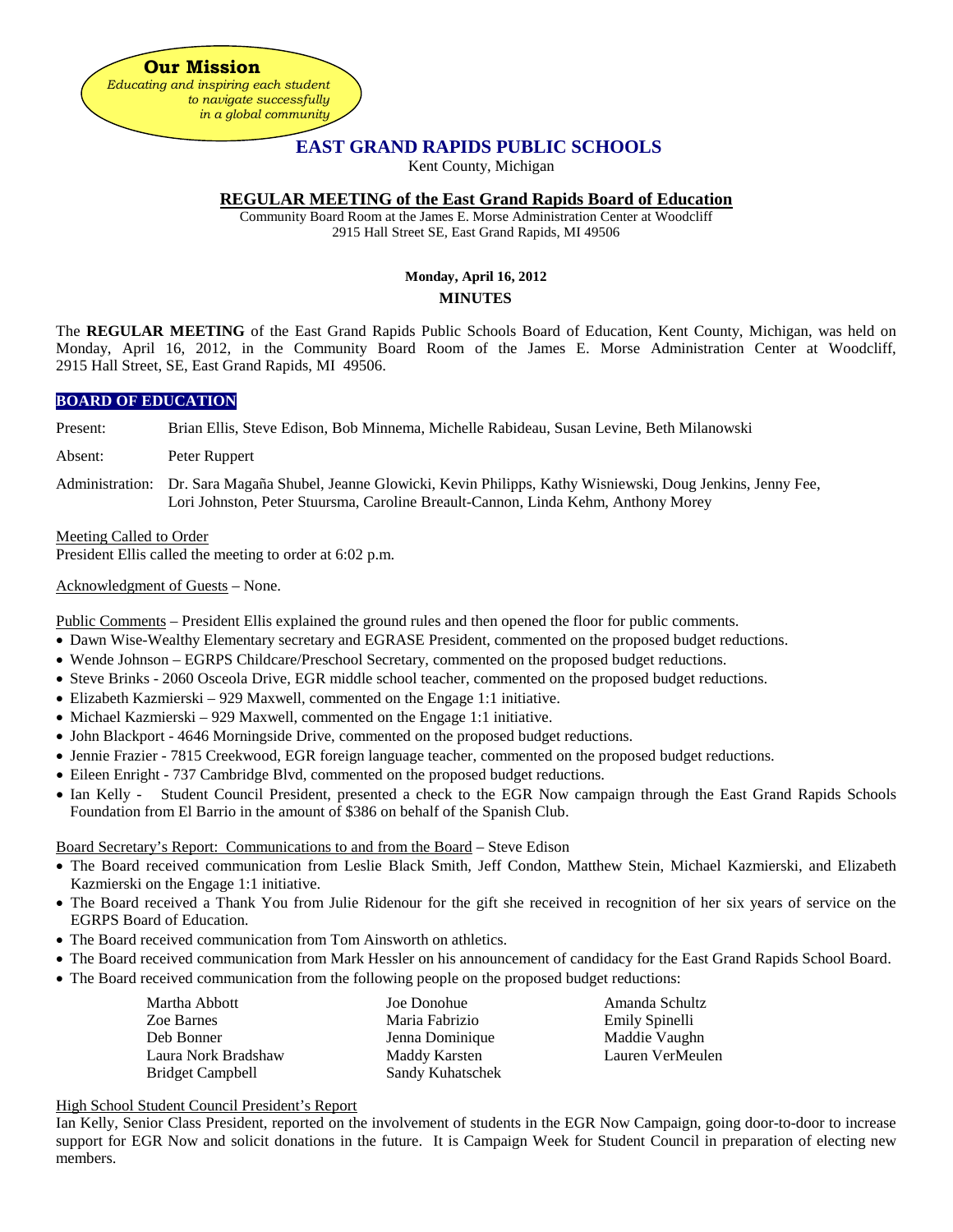**Our Mission**

*Educating and inspiring each student to navigate successfully in a global community*

# EAST GRAND RAPIDS PUBLIC SCHOOLS

Kent County, Michigan

## REGULAR MEETING of the East Grand Rapids Board of Education

Community Board Room at the James E. Morse Administration Center at Woodcliff
2915 Hall Street SE, East Grand Rapids, MI 49506

**Monday, April 16, 2012**

**MINUTES**

The **REGULAR MEETING** of the East Grand Rapids Public Schools Board of Education, Kent County, Michigan, was held on Monday, April 16, 2012, in the Community Board Room of the James E. Morse Administration Center at Woodcliff, 2915 Hall Street, SE, East Grand Rapids, MI 49506.

### BOARD OF EDUCATION

Present: Brian Ellis, Steve Edison, Bob Minnema, Michelle Rabideau, Susan Levine, Beth Milanowski

Absent: Peter Ruppert

Administration: Dr. Sara Magaña Shubel, Jeanne Glowicki, Kevin Philipps, Kathy Wisniewski, Doug Jenkins, Jenny Fee, Lori Johnston, Peter Stuursma, Caroline Breault-Cannon, Linda Kehm, Anthony Morey

Meeting Called to Order
President Ellis called the meeting to order at 6:02 p.m.

Acknowledgment of Guests – None.

Public Comments – President Ellis explained the ground rules and then opened the floor for public comments.

- Dawn Wise-Wealthy Elementary secretary and EGRASE President, commented on the proposed budget reductions.
- Wende Johnson – EGRPS Childcare/Preschool Secretary, commented on the proposed budget reductions.
- Steve Brinks - 2060 Osceola Drive, EGR middle school teacher, commented on the proposed budget reductions.
- Elizabeth Kazmierski – 929 Maxwell, commented on the Engage 1:1 initiative.
- Michael Kazmierski – 929 Maxwell, commented on the Engage 1:1 initiative.
- John Blackport - 4646 Morningside Drive, commented on the proposed budget reductions.
- Jennie Frazier - 7815 Creekwood, EGR foreign language teacher, commented on the proposed budget reductions.
- Eileen Enright - 737 Cambridge Blvd, commented on the proposed budget reductions.
- Ian Kelly - Student Council President, presented a check to the EGR Now campaign through the East Grand Rapids Schools Foundation from El Barrio in the amount of $386 on behalf of the Spanish Club.

Board Secretary's Report: Communications to and from the Board – Steve Edison

- The Board received communication from Leslie Black Smith, Jeff Condon, Matthew Stein, Michael Kazmierski, and Elizabeth Kazmierski on the Engage 1:1 initiative.
- The Board received a Thank You from Julie Ridenour for the gift she received in recognition of her six years of service on the EGRPS Board of Education.
- The Board received communication from Tom Ainsworth on athletics.
- The Board received communication from Mark Hessler on his announcement of candidacy for the East Grand Rapids School Board.
- The Board received communication from the following people on the proposed budget reductions:

Martha Abbott
Zoe Barnes
Deb Bonner
Laura Nork Bradshaw
Bridget Campbell
Joe Donohue
Maria Fabrizio
Jenna Dominique
Maddy Karsten
Sandy Kuhatschek
Amanda Schultz
Emily Spinelli
Maddie Vaughn
Lauren VerMeulen

High School Student Council President's Report
Ian Kelly, Senior Class President, reported on the involvement of students in the EGR Now Campaign, going door-to-door to increase support for EGR Now and solicit donations in the future. It is Campaign Week for Student Council in preparation of electing new members.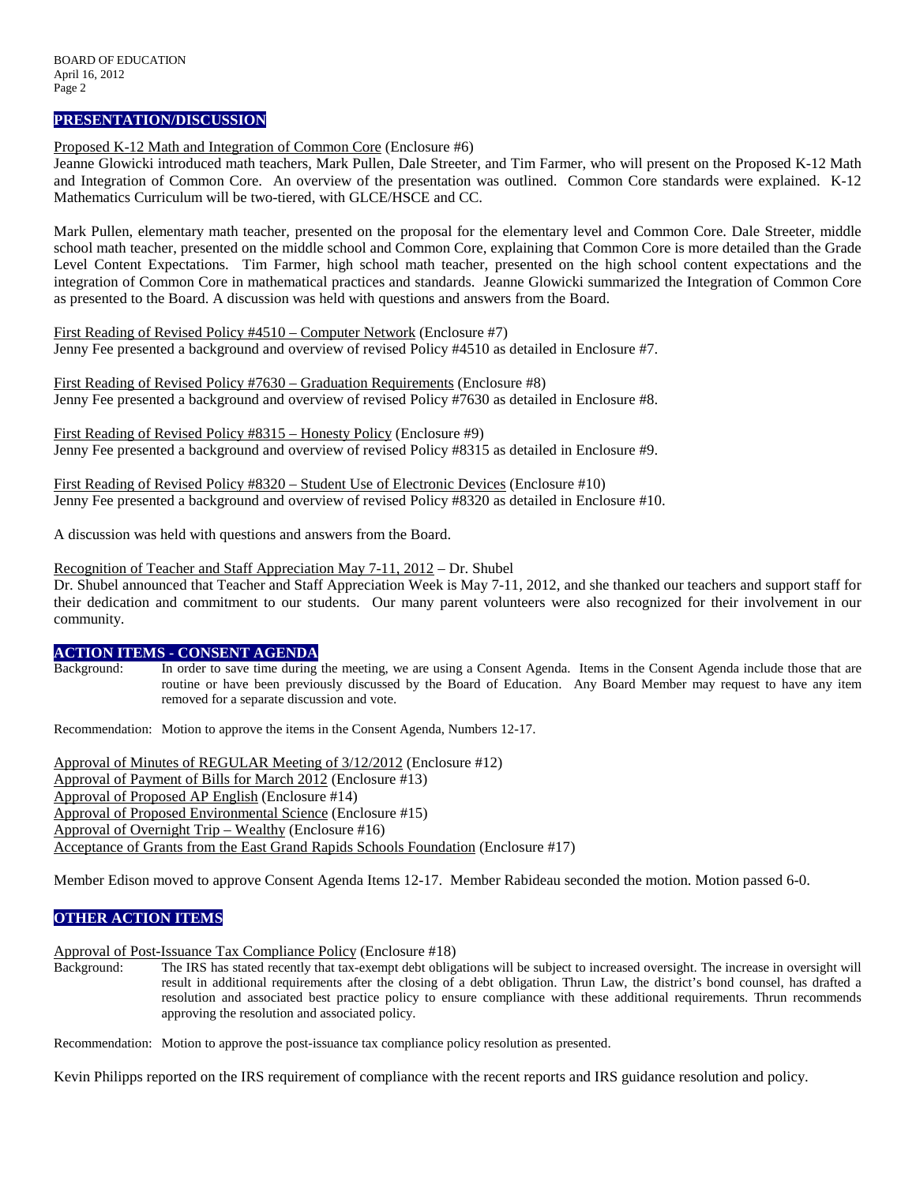## PRESENTATION/DISCUSSION

Proposed K-12 Math and Integration of Common Core (Enclosure #6)
Jeanne Glowicki introduced math teachers, Mark Pullen, Dale Streeter, and Tim Farmer, who will present on the Proposed K-12 Math and Integration of Common Core. An overview of the presentation was outlined. Common Core standards were explained. K-12 Mathematics Curriculum will be two-tiered, with GLCE/HSCE and CC.

Mark Pullen, elementary math teacher, presented on the proposal for the elementary level and Common Core. Dale Streeter, middle school math teacher, presented on the middle school and Common Core, explaining that Common Core is more detailed than the Grade Level Content Expectations. Tim Farmer, high school math teacher, presented on the high school content expectations and the integration of Common Core in mathematical practices and standards. Jeanne Glowicki summarized the Integration of Common Core as presented to the Board. A discussion was held with questions and answers from the Board.

First Reading of Revised Policy #4510 – Computer Network (Enclosure #7)
Jenny Fee presented a background and overview of revised Policy #4510 as detailed in Enclosure #7.

First Reading of Revised Policy #7630 – Graduation Requirements (Enclosure #8)
Jenny Fee presented a background and overview of revised Policy #7630 as detailed in Enclosure #8.

First Reading of Revised Policy #8315 – Honesty Policy (Enclosure #9)
Jenny Fee presented a background and overview of revised Policy #8315 as detailed in Enclosure #9.

First Reading of Revised Policy #8320 – Student Use of Electronic Devices (Enclosure #10)
Jenny Fee presented a background and overview of revised Policy #8320 as detailed in Enclosure #10.

A discussion was held with questions and answers from the Board.

Recognition of Teacher and Staff Appreciation May 7-11, 2012 – Dr. Shubel
Dr. Shubel announced that Teacher and Staff Appreciation Week is May 7-11, 2012, and she thanked our teachers and support staff for their dedication and commitment to our students. Our many parent volunteers were also recognized for their involvement in our community.

## ACTION ITEMS - CONSENT AGENDA

Background: In order to save time during the meeting, we are using a Consent Agenda. Items in the Consent Agenda include those that are routine or have been previously discussed by the Board of Education. Any Board Member may request to have any item removed for a separate discussion and vote.

Recommendation: Motion to approve the items in the Consent Agenda, Numbers 12-17.

Approval of Minutes of REGULAR Meeting of 3/12/2012 (Enclosure #12)
Approval of Payment of Bills for March 2012 (Enclosure #13)
Approval of Proposed AP English (Enclosure #14)
Approval of Proposed Environmental Science (Enclosure #15)
Approval of Overnight Trip – Wealthy (Enclosure #16)
Acceptance of Grants from the East Grand Rapids Schools Foundation (Enclosure #17)

Member Edison moved to approve Consent Agenda Items 12-17. Member Rabideau seconded the motion. Motion passed 6-0.

## OTHER ACTION ITEMS

Approval of Post-Issuance Tax Compliance Policy (Enclosure #18)
Background: The IRS has stated recently that tax-exempt debt obligations will be subject to increased oversight. The increase in oversight will result in additional requirements after the closing of a debt obligation. Thrun Law, the district's bond counsel, has drafted a resolution and associated best practice policy to ensure compliance with these additional requirements. Thrun recommends approving the resolution and associated policy.

Recommendation: Motion to approve the post-issuance tax compliance policy resolution as presented.

Kevin Philipps reported on the IRS requirement of compliance with the recent reports and IRS guidance resolution and policy.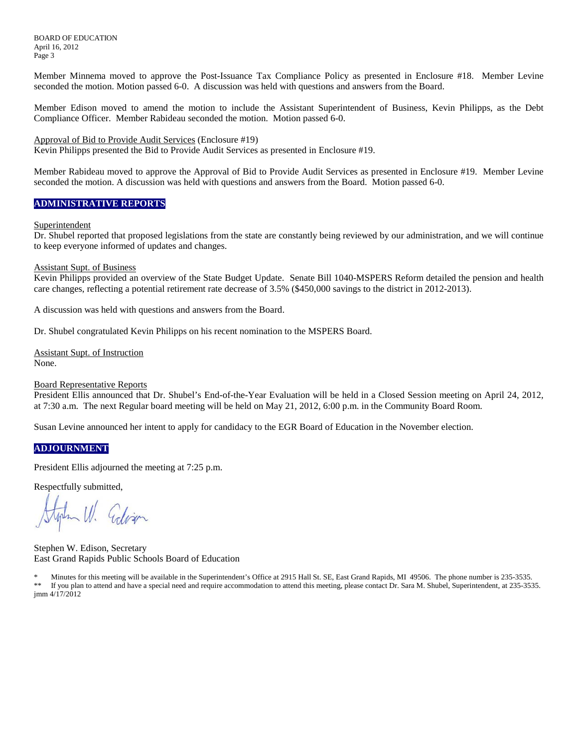Member Minnema moved to approve the Post-Issuance Tax Compliance Policy as presented in Enclosure #18. Member Levine seconded the motion. Motion passed 6-0. A discussion was held with questions and answers from the Board.

Member Edison moved to amend the motion to include the Assistant Superintendent of Business, Kevin Philipps, as the Debt Compliance Officer. Member Rabideau seconded the motion. Motion passed 6-0.

Approval of Bid to Provide Audit Services (Enclosure #19)
Kevin Philipps presented the Bid to Provide Audit Services as presented in Enclosure #19.

Member Rabideau moved to approve the Approval of Bid to Provide Audit Services as presented in Enclosure #19. Member Levine seconded the motion. A discussion was held with questions and answers from the Board. Motion passed 6-0.

## ADMINISTRATIVE REPORTS

Superintendent
Dr. Shubel reported that proposed legislations from the state are constantly being reviewed by our administration, and we will continue to keep everyone informed of updates and changes.

Assistant Supt. of Business
Kevin Philipps provided an overview of the State Budget Update. Senate Bill 1040-MSPERS Reform detailed the pension and health care changes, reflecting a potential retirement rate decrease of 3.5% ($450,000 savings to the district in 2012-2013).

A discussion was held with questions and answers from the Board.

Dr. Shubel congratulated Kevin Philipps on his recent nomination to the MSPERS Board.

Assistant Supt. of Instruction
None.

Board Representative Reports
President Ellis announced that Dr. Shubel's End-of-the-Year Evaluation will be held in a Closed Session meeting on April 24, 2012, at 7:30 a.m. The next Regular board meeting will be held on May 21, 2012, 6:00 p.m. in the Community Board Room.

Susan Levine announced her intent to apply for candidacy to the EGR Board of Education in the November election.

## ADJOURNMENT

President Ellis adjourned the meeting at 7:25 p.m.

Respectfully submitted,

Stephen W. Edison

Stephen W. Edison, Secretary
East Grand Rapids Public Schools Board of Education

\* Minutes for this meeting will be available in the Superintendent's Office at 2915 Hall St. SE, East Grand Rapids, MI 49506. The phone number is 235-3535.
\*\* If you plan to attend and have a special need and require accommodation to attend this meeting, please contact Dr. Sara M. Shubel, Superintendent, at 235-3535.
jmm 4/17/2012